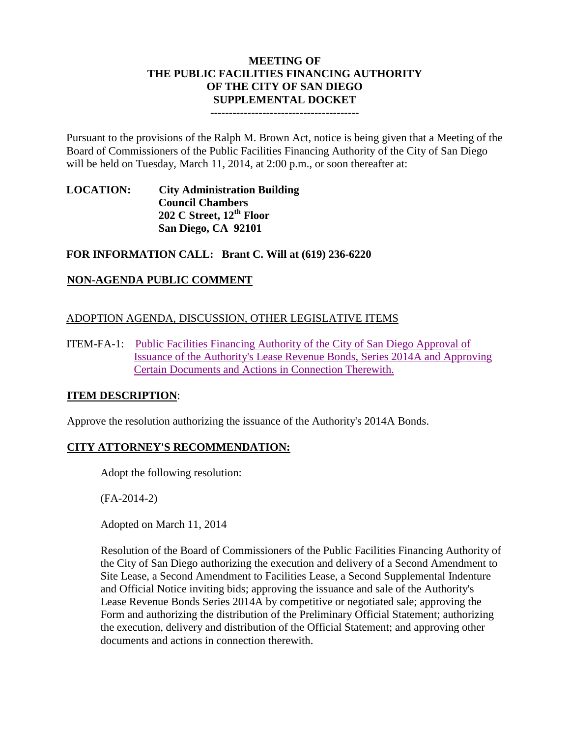# MEETING OF
# THE PUBLIC FACILITIES FINANCING AUTHORITY
# OF THE CITY OF SAN DIEGO
# SUPPLEMENTAL DOCKET

---

Pursuant to the provisions of the Ralph M. Brown Act, notice is being given that a Meeting of the Board of Commissioners of the Public Facilities Financing Authority of the City of San Diego will be held on Tuesday, March 11, 2014, at 2:00 p.m., or soon thereafter at:

**LOCATION:** **City Administration Building**
**Council Chambers**
**202 C Street, 12th Floor**
**San Diego, CA 92101**

**FOR INFORMATION CALL: Brant C. Will at (619) 236-6220**

## NON-AGENDA PUBLIC COMMENT

ADOPTION AGENDA, DISCUSSION, OTHER LEGISLATIVE ITEMS

ITEM-FA-1: Public Facilities Financing Authority of the City of San Diego Approval of Issuance of the Authority's Lease Revenue Bonds, Series 2014A and Approving Certain Documents and Actions in Connection Therewith.

**ITEM DESCRIPTION**:

Approve the resolution authorizing the issuance of the Authority's 2014A Bonds.

**CITY ATTORNEY'S RECOMMENDATION:**

Adopt the following resolution:

(FA-2014-2)

Adopted on March 11, 2014

Resolution of the Board of Commissioners of the Public Facilities Financing Authority of the City of San Diego authorizing the execution and delivery of a Second Amendment to Site Lease, a Second Amendment to Facilities Lease, a Second Supplemental Indenture and Official Notice inviting bids; approving the issuance and sale of the Authority's Lease Revenue Bonds Series 2014A by competitive or negotiated sale; approving the Form and authorizing the distribution of the Preliminary Official Statement; authorizing the execution, delivery and distribution of the Official Statement; and approving other documents and actions in connection therewith.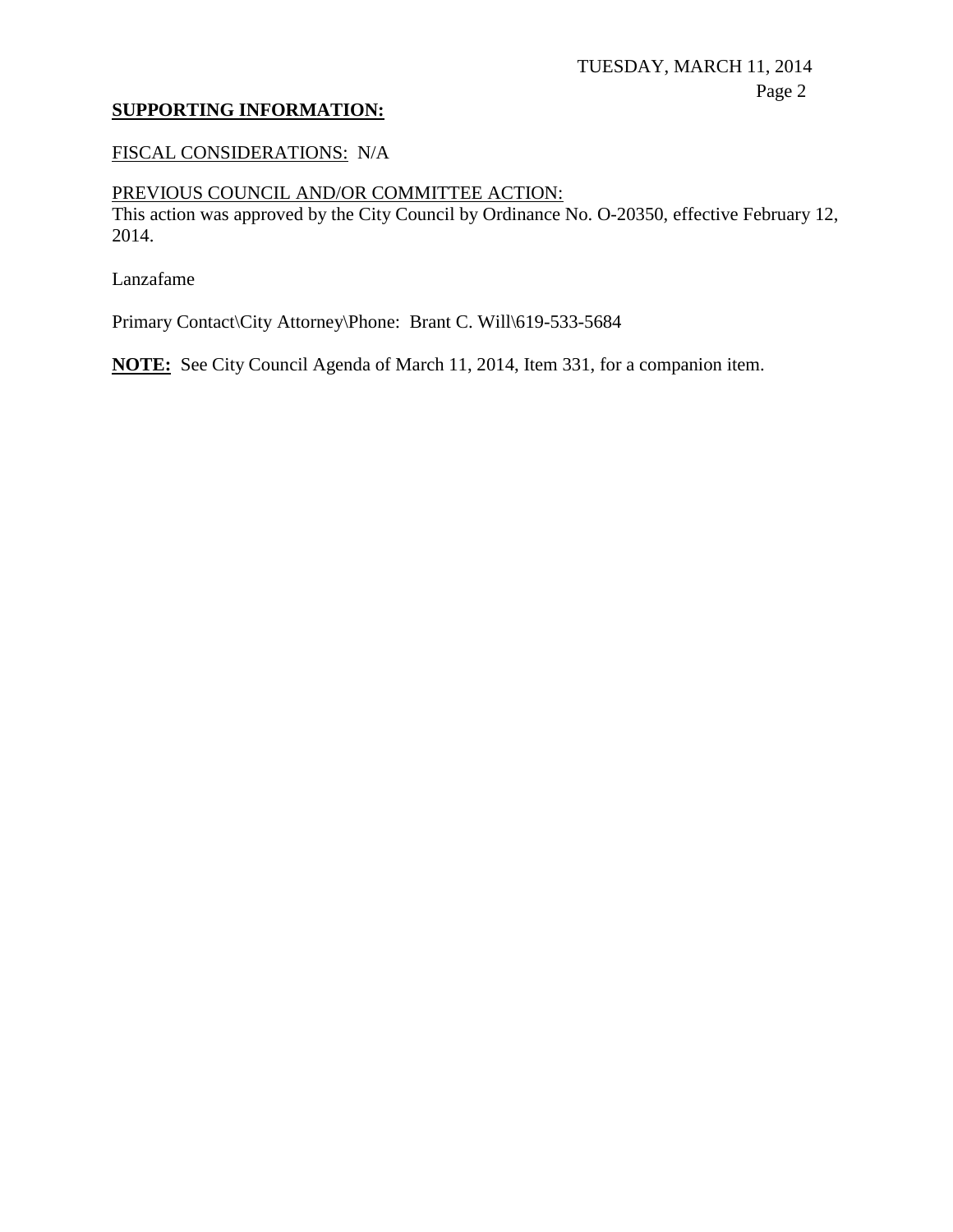**SUPPORTING INFORMATION:**

FISCAL CONSIDERATIONS: N/A

PREVIOUS COUNCIL AND/OR COMMITTEE ACTION:
This action was approved by the City Council by Ordinance No. O-20350, effective February 12, 2014.

Lanzafame

Primary Contact\City Attorney\Phone: Brant C. Will\619-533-5684

**NOTE:** See City Council Agenda of March 11, 2014, Item 331, for a companion item.